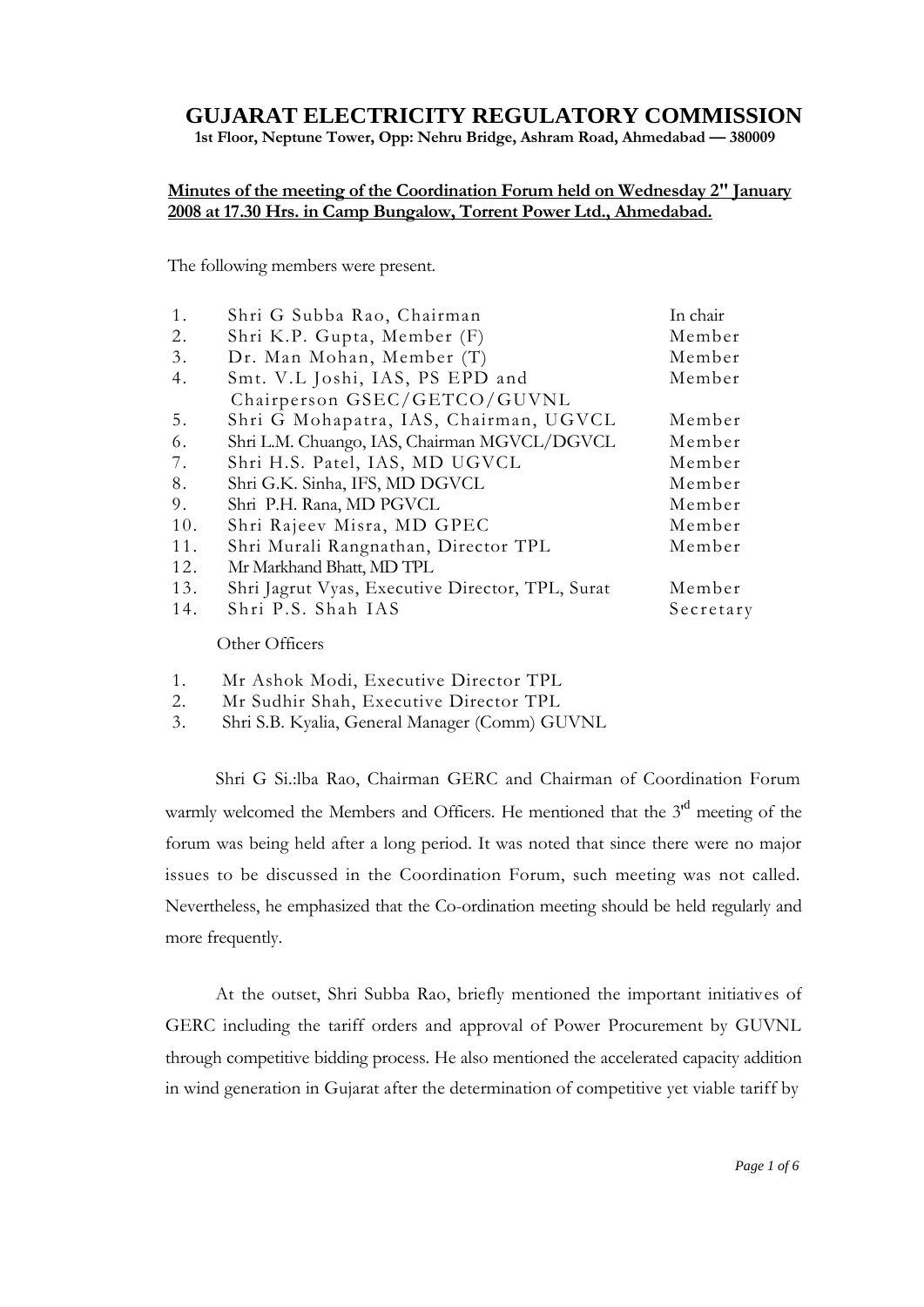# GUJARAT ELECTRICITY REGULATORY COMMISSION

**1st Floor, Neptune Tower, Opp: Nehru Bridge, Ashram Road, Ahmedabad — 380009**

**Minutes of the meeting of the Coordination Forum held on Wednesday 2" January 2008 at 17.30 Hrs. in Camp Bungalow, Torrent Power Ltd., Ahmedabad.**

The following members were present.

| | | |
|---|---|---|
| 1. | Shri G Subba Rao, Chairman | In chair |
| 2. | Shri K.P. Gupta, Member (F) | Member |
| 3. | Dr. Man Mohan, Member (T) | Member |
| 4. | Smt. V.L Joshi, IAS, PS EPD and Chairperson GSEC/GETCO/GUVNL | Member |
| 5. | Shri G Mohapatra, IAS, Chairman, UGVCL | Member |
| 6. | Shri L.M. Chuango, IAS, Chairman MGVCL/DGVCL | Member |
| 7. | Shri H.S. Patel, IAS, MD UGVCL | Member |
| 8. | Shri G.K. Sinha, IFS, MD DGVCL | Member |
| 9. | Shri P.H. Rana, MD PGVCL | Member |
| 10. | Shri Rajeev Misra, MD GPEC | Member |
| 11. | Shri Murali Rangnathan, Director TPL | Member |
| 12. | Mr Markhand Bhatt, MD TPL | |
| 13. | Shri Jagrut Vyas, Executive Director, TPL, Surat | Member |
| 14. | Shri P.S. Shah IAS | Secretary |

Other Officers

1. Mr Ashok Modi, Executive Director TPL
2. Mr Sudhir Shah, Executive Director TPL
3. Shri S.B. Kyalia, General Manager (Comm) GUVNL

Shri G Si.:lba Rao, Chairman GERC and Chairman of Coordination Forum warmly welcomed the Members and Officers. He mentioned that the 3[rd] meeting of the forum was being held after a long period. It was noted that since there were no major issues to be discussed in the Coordination Forum, such meeting was not called. Nevertheless, he emphasized that the Co-ordination meeting should be held regularly and more frequently.

At the outset, Shri Subba Rao, briefly mentioned the important initiatives of GERC including the tariff orders and approval of Power Procurement by GUVNL through competitive bidding process. He also mentioned the accelerated capacity addition in wind generation in Gujarat after the determination of competitive yet viable tariff by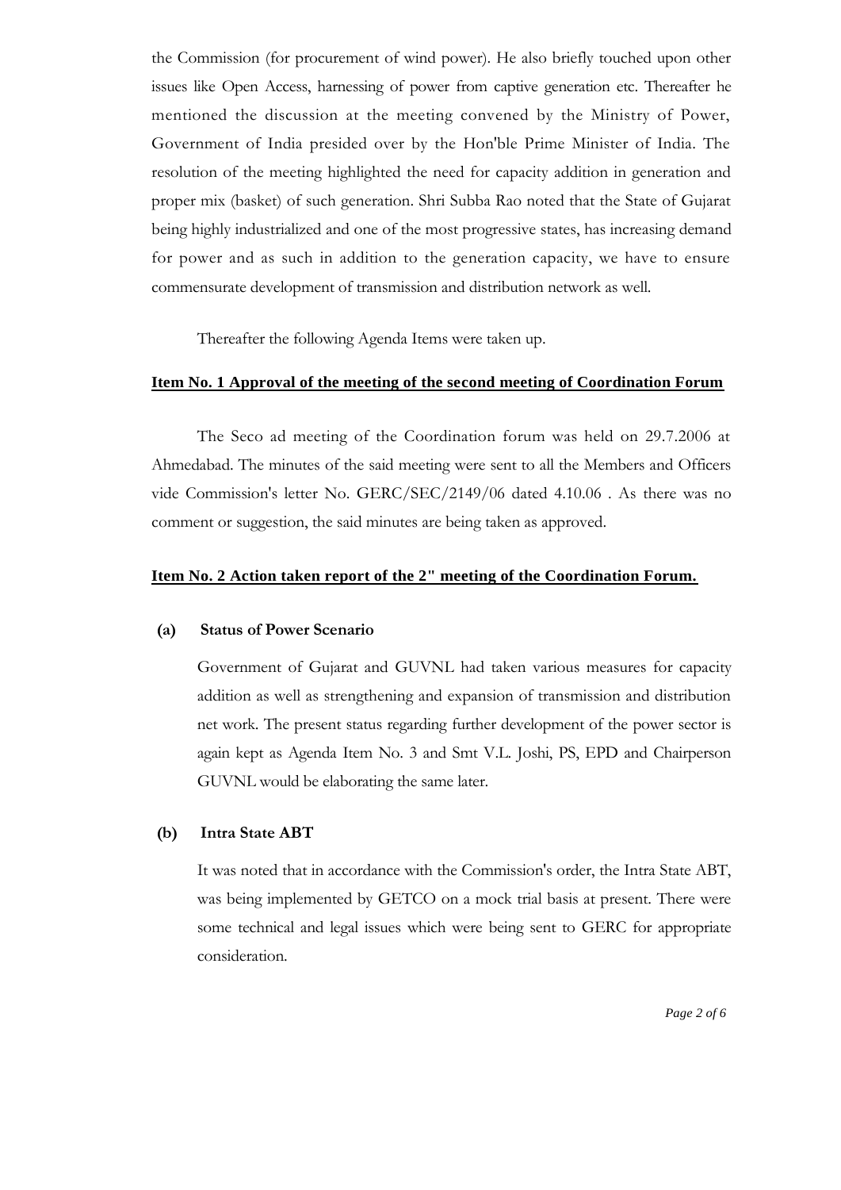the Commission (for procurement of wind power). He also briefly touched upon other issues like Open Access, harnessing of power from captive generation etc. Thereafter he mentioned the discussion at the meeting convened by the Ministry of Power, Government of India presided over by the Hon'ble Prime Minister of India. The resolution of the meeting highlighted the need for capacity addition in generation and proper mix (basket) of such generation. Shri Subba Rao noted that the State of Gujarat being highly industrialized and one of the most progressive states, has increasing demand for power and as such in addition to the generation capacity, we have to ensure commensurate development of transmission and distribution network as well.

Thereafter the following Agenda Items were taken up.

**Item No. 1 Approval of the meeting of the second meeting of Coordination Forum**

The Seco ad meeting of the Coordination forum was held on 29.7.2006 at Ahmedabad. The minutes of the said meeting were sent to all the Members and Officers vide Commission's letter No. GERC/SEC/2149/06 dated 4.10.06 . As there was no comment or suggestion, the said minutes are being taken as approved.

**Item No. 2 Action taken report of the 2" meeting of the Coordination Forum.**

**(a) Status of Power Scenario**

Government of Gujarat and GUVNL had taken various measures for capacity addition as well as strengthening and expansion of transmission and distribution net work. The present status regarding further development of the power sector is again kept as Agenda Item No. 3 and Smt V.L. Joshi, PS, EPD and Chairperson GUVNL would be elaborating the same later.

**(b) Intra State ABT**

It was noted that in accordance with the Commission's order, the Intra State ABT, was being implemented by GETCO on a mock trial basis at present. There were some technical and legal issues which were being sent to GERC for appropriate consideration.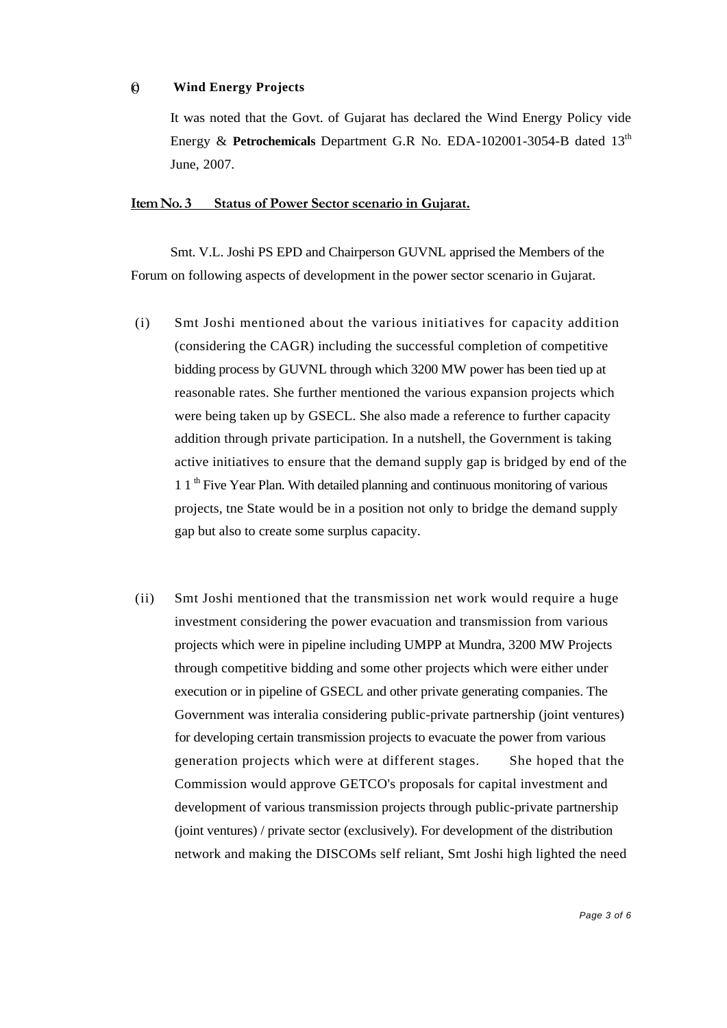(j) **Wind Energy Projects**

It was noted that the Govt. of Gujarat has declared the Wind Energy Policy vide Energy & **Petrochemicals** Department G.R No. EDA-102001-3054-B dated 13th June, 2007.

**Item No. 3 Status of Power Sector scenario in Gujarat.**

Smt. V.L. Joshi PS EPD and Chairperson GUVNL apprised the Members of the Forum on following aspects of development in the power sector scenario in Gujarat.

(i) Smt Joshi mentioned about the various initiatives for capacity addition (considering the CAGR) including the successful completion of competitive bidding process by GUVNL through which 3200 MW power has been tied up at reasonable rates. She further mentioned the various expansion projects which were being taken up by GSECL. She also made a reference to further capacity addition through private participation. In a nutshell, the Government is taking active initiatives to ensure that the demand supply gap is bridged by end of the 11th Five Year Plan. With detailed planning and continuous monitoring of various projects, tne State would be in a position not only to bridge the demand supply gap but also to create some surplus capacity.

(ii) Smt Joshi mentioned that the transmission net work would require a huge investment considering the power evacuation and transmission from various projects which were in pipeline including UMPP at Mundra, 3200 MW Projects through competitive bidding and some other projects which were either under execution or in pipeline of GSECL and other private generating companies. The Government was interalia considering public-private partnership (joint ventures) for developing certain transmission projects to evacuate the power from various generation projects which were at different stages. She hoped that the Commission would approve GETCO's proposals for capital investment and development of various transmission projects through public-private partnership (joint ventures) / private sector (exclusively). For development of the distribution network and making the DISCOMs self reliant, Smt Joshi high lighted the need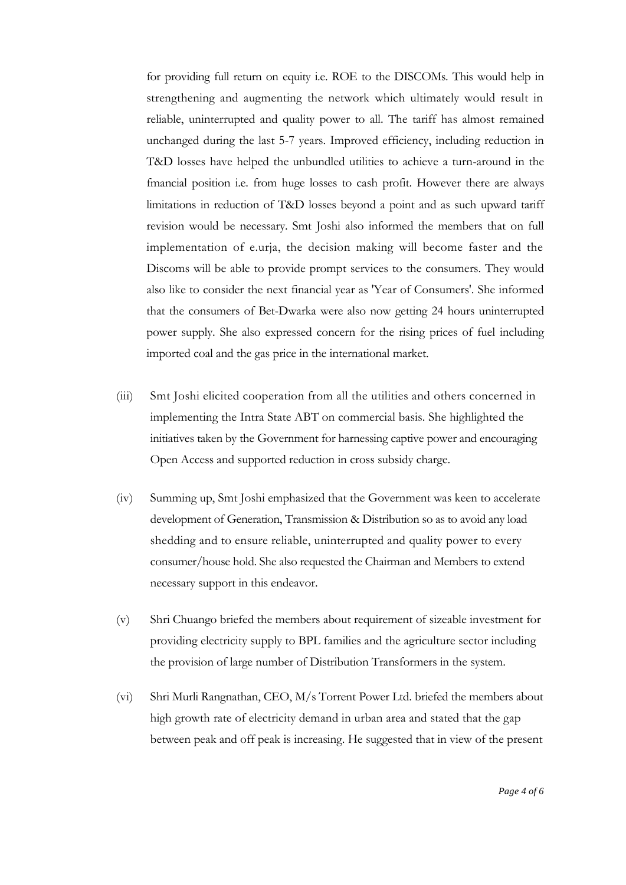for providing full return on equity i.e. ROE to the DISCOMs. This would help in strengthening and augmenting the network which ultimately would result in reliable, uninterrupted and quality power to all. The tariff has almost remained unchanged during the last 5-7 years. Improved efficiency, including reduction in T&D losses have helped the unbundled utilities to achieve a turn-around in the fmancial position i.e. from huge losses to cash profit. However there are always limitations in reduction of T&D losses beyond a point and as such upward tariff revision would be necessary. Smt Joshi also informed the members that on full implementation of e.urja, the decision making will become faster and the Discoms will be able to provide prompt services to the consumers. They would also like to consider the next financial year as 'Year of Consumers'. She informed that the consumers of Bet-Dwarka were also now getting 24 hours uninterrupted power supply. She also expressed concern for the rising prices of fuel including imported coal and the gas price in the international market.

(iii) Smt Joshi elicited cooperation from all the utilities and others concerned in implementing the Intra State ABT on commercial basis. She highlighted the initiatives taken by the Government for harnessing captive power and encouraging Open Access and supported reduction in cross subsidy charge.

(iv) Summing up, Smt Joshi emphasized that the Government was keen to accelerate development of Generation, Transmission & Distribution so as to avoid any load shedding and to ensure reliable, uninterrupted and quality power to every consumer/house hold. She also requested the Chairman and Members to extend necessary support in this endeavor.

(v) Shri Chuango briefed the members about requirement of sizeable investment for providing electricity supply to BPL families and the agriculture sector including the provision of large number of Distribution Transformers in the system.

(vi) Shri Murli Rangnathan, CEO, M/s Torrent Power Ltd. briefed the members about high growth rate of electricity demand in urban area and stated that the gap between peak and off peak is increasing. He suggested that in view of the present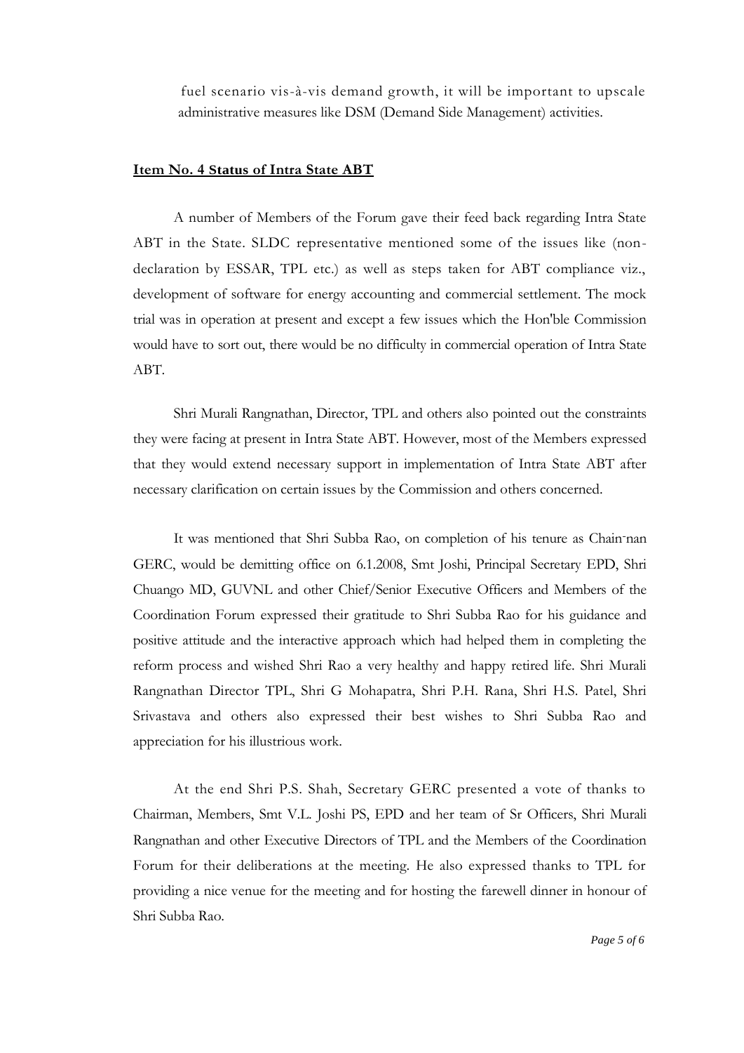fuel scenario vis-à-vis demand growth, it will be important to upscale administrative measures like DSM (Demand Side Management) activities.

**Item No. 4 Status of Intra State ABT**

A number of Members of the Forum gave their feed back regarding Intra State ABT in the State. SLDC representative mentioned some of the issues like (non-declaration by ESSAR, TPL etc.) as well as steps taken for ABT compliance viz., development of software for energy accounting and commercial settlement. The mock trial was in operation at present and except a few issues which the Hon'ble Commission would have to sort out, there would be no difficulty in commercial operation of Intra State ABT.

Shri Murali Rangnathan, Director, TPL and others also pointed out the constraints they were facing at present in Intra State ABT. However, most of the Members expressed that they would extend necessary support in implementation of Intra State ABT after necessary clarification on certain issues by the Commission and others concerned.

It was mentioned that Shri Subba Rao, on completion of his tenure as Chain-nan GERC, would be demitting office on 6.1.2008, Smt Joshi, Principal Secretary EPD, Shri Chuango MD, GUVNL and other Chief/Senior Executive Officers and Members of the Coordination Forum expressed their gratitude to Shri Subba Rao for his guidance and positive attitude and the interactive approach which had helped them in completing the reform process and wished Shri Rao a very healthy and happy retired life. Shri Murali Rangnathan Director TPL, Shri G Mohapatra, Shri P.H. Rana, Shri H.S. Patel, Shri Srivastava and others also expressed their best wishes to Shri Subba Rao and appreciation for his illustrious work.

At the end Shri P.S. Shah, Secretary GERC presented a vote of thanks to Chairman, Members, Smt V.L. Joshi PS, EPD and her team of Sr Officers, Shri Murali Rangnathan and other Executive Directors of TPL and the Members of the Coordination Forum for their deliberations at the meeting. He also expressed thanks to TPL for providing a nice venue for the meeting and for hosting the farewell dinner in honour of Shri Subba Rao.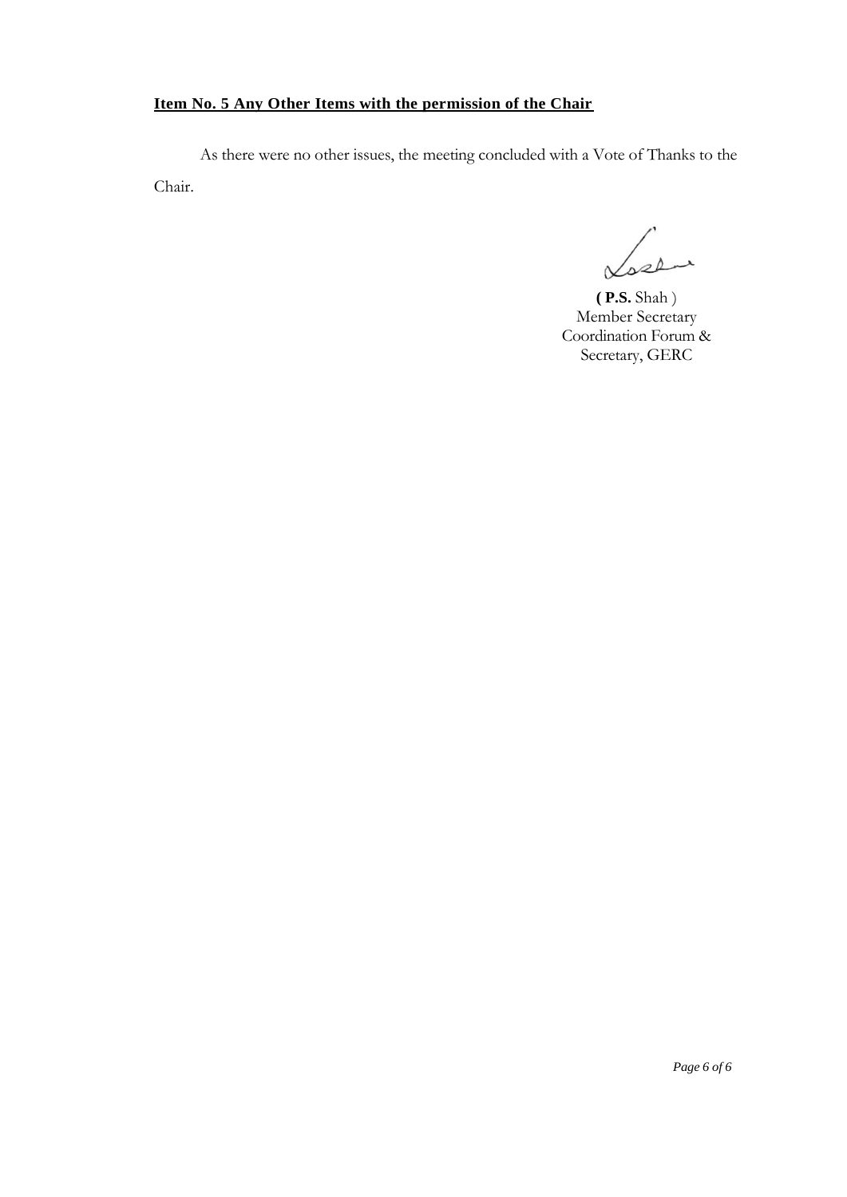**Item No. 5 Any Other Items with the permission of the Chair**

As there were no other issues, the meeting concluded with a Vote of Thanks to the Chair.

**( P.S.** Shah )
Member Secretary
Coordination Forum &
Secretary, GERC